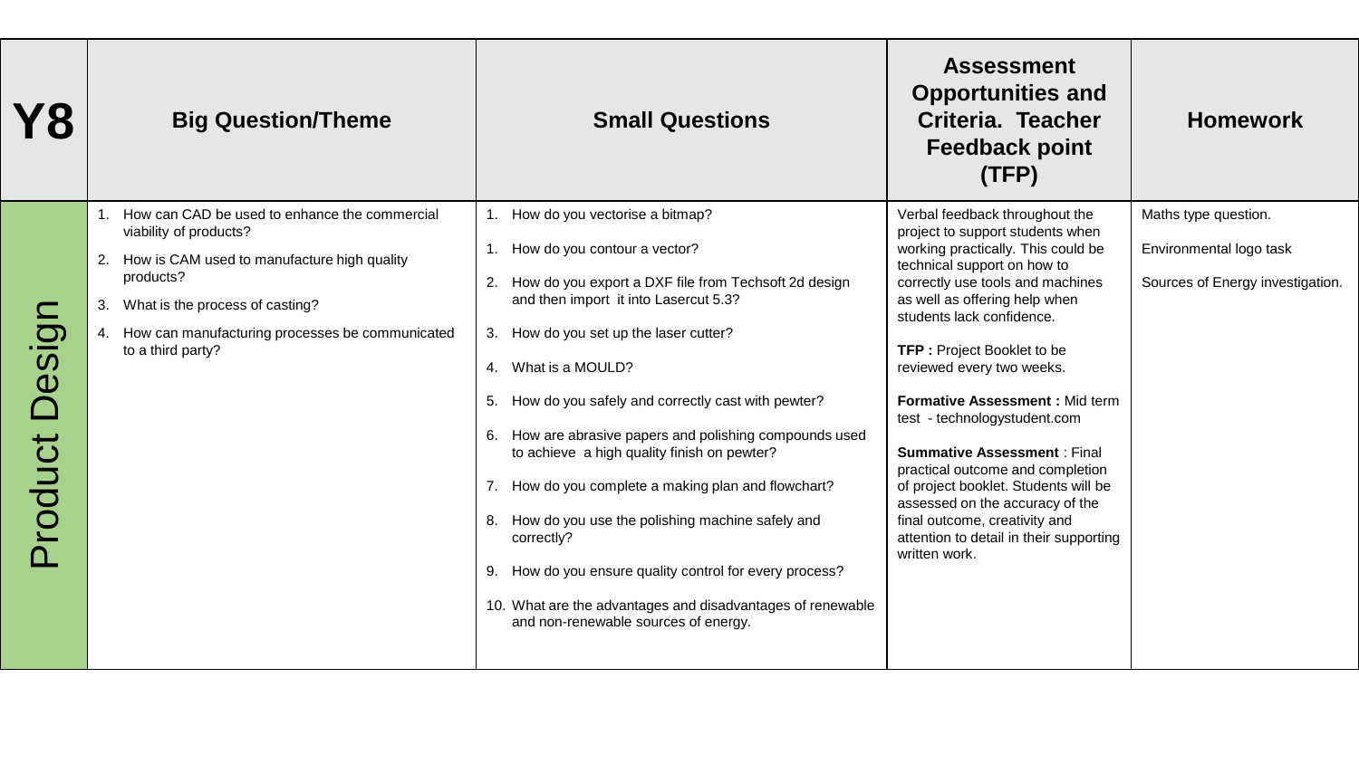| Y8 | Big Question/Theme | Small Questions | Assessment Opportunities and Criteria. Teacher Feedback point (TFP) | Homework |
|---|---|---|---|---|
| Product Design | 1. How can CAD be used to enhance the commercial viability of products?<br>2. How is CAM used to manufacture high quality products?<br>3. What is the process of casting?<br>4. How can manufacturing processes be communicated to a third party? | 1. How do you vectorise a bitmap?<br>1. How do you contour a vector?<br>2. How do you export a DXF file from Techsoft 2d design and then import it into Lasercut 5.3?<br>3. How do you set up the laser cutter?<br>4. What is a MOULD?<br>5. How do you safely and correctly cast with pewter?<br>6. How are abrasive papers and polishing compounds used to achieve a high quality finish on pewter?<br>7. How do you complete a making plan and flowchart?<br>8. How do you use the polishing machine safely and correctly?<br>9. How do you ensure quality control for every process?<br>10. What are the advantages and disadvantages of renewable and non-renewable sources of energy. | Verbal feedback throughout the project to support students when working practically. This could be technical support on how to correctly use tools and machines as well as offering help when students lack confidence.<br><br>**TFP :** Project Booklet to be reviewed every two weeks.<br><br>**Formative Assessment :** Mid term test - technologystudent.com<br><br>**Summative Assessment** : Final practical outcome and completion of project booklet. Students will be assessed on the accuracy of the final outcome, creativity and attention to detail in their supporting written work. | Maths type question.<br><br>Environmental logo task<br><br>Sources of Energy investigation. |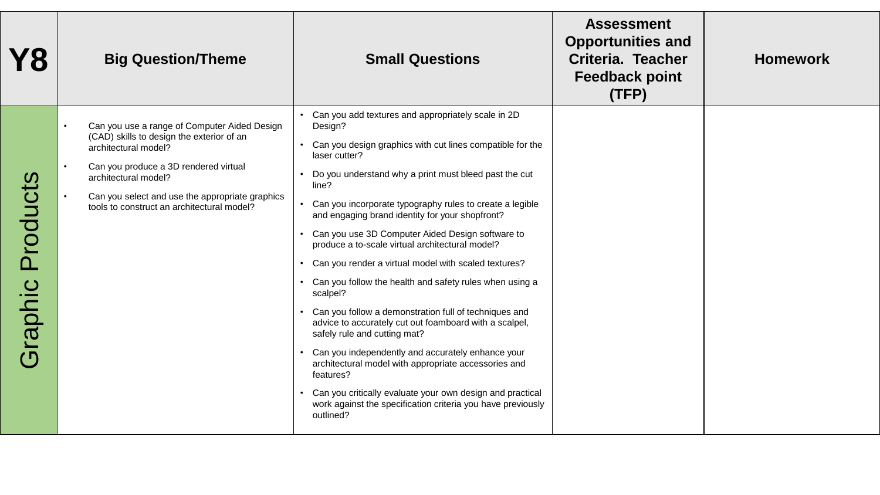| Y8 | Big Question/Theme | Small Questions | Assessment Opportunities and Criteria. Teacher Feedback point (TFP) | Homework |
|---|---|---|---|---|
| Graphic Products | • Can you use a range of Computer Aided Design (CAD) skills to design the exterior of an architectural model?<br>• Can you produce a 3D rendered virtual architectural model?<br>• Can you select and use the appropriate graphics tools to construct an architectural model? | • Can you add textures and appropriately scale in 2D Design?<br>• Can you design graphics with cut lines compatible for the laser cutter?<br>• Do you understand why a print must bleed past the cut line?<br>• Can you incorporate typography rules to create a legible and engaging brand identity for your shopfront?<br>• Can you use 3D Computer Aided Design software to produce a to-scale virtual architectural model?<br>• Can you render a virtual model with scaled textures?<br>• Can you follow the health and safety rules when using a scalpel?<br>• Can you follow a demonstration full of techniques and advice to accurately cut out foamboard with a scalpel, safely rule and cutting mat?<br>• Can you independently and accurately enhance your architectural model with appropriate accessories and features?<br>• Can you critically evaluate your own design and practical work against the specification criteria you have previously outlined? | | |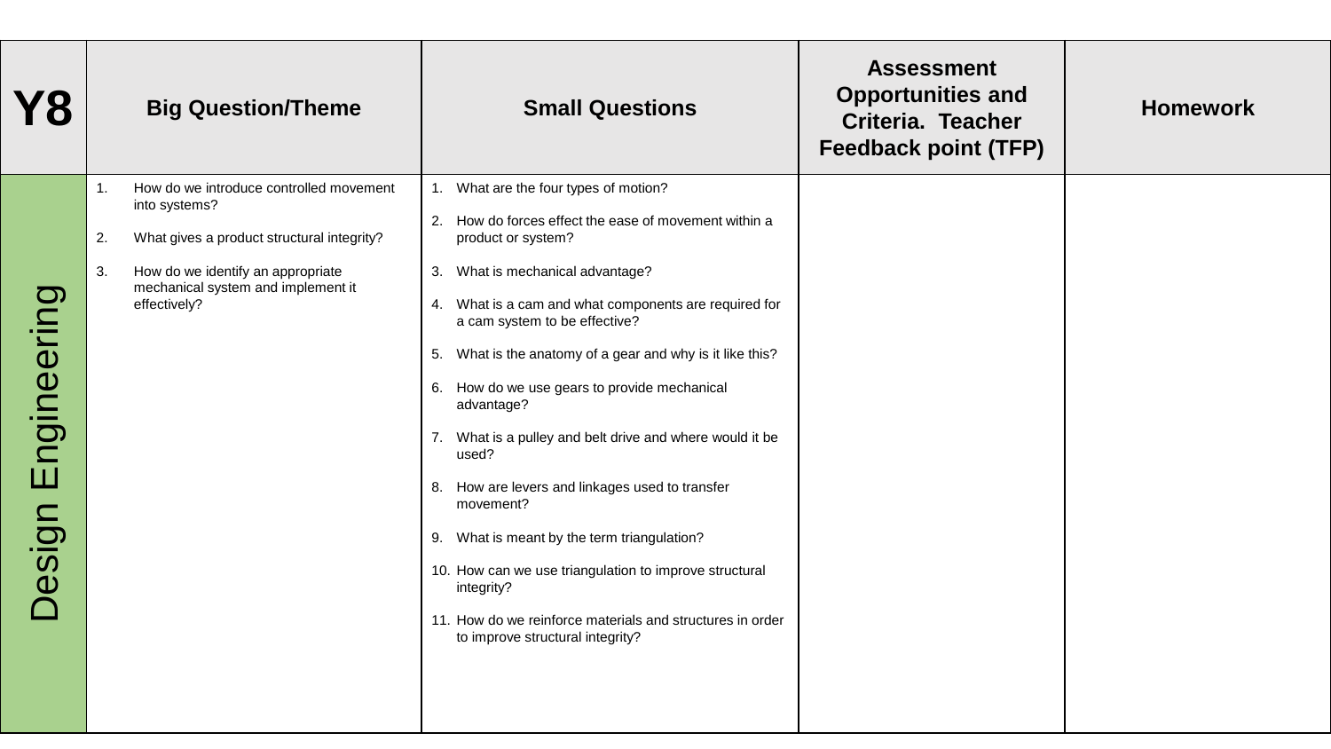| Y8 | Big Question/Theme | Small Questions | Assessment Opportunities and Criteria. Teacher Feedback point (TFP) | Homework |
|---|---|---|---|---|
| Design Engineering | 1. How do we introduce controlled movement into systems?<br>2. What gives a product structural integrity?<br>3. How do we identify an appropriate mechanical system and implement it effectively? | 1. What are the four types of motion?<br>2. How do forces effect the ease of movement within a product or system?<br>3. What is mechanical advantage?<br>4. What is a cam and what components are required for a cam system to be effective?<br>5. What is the anatomy of a gear and why is it like this?<br>6. How do we use gears to provide mechanical advantage?<br>7. What is a pulley and belt drive and where would it be used?<br>8. How are levers and linkages used to transfer movement?<br>9. What is meant by the term triangulation?<br>10. How can we use triangulation to improve structural integrity?<br>11. How do we reinforce materials and structures in order to improve structural integrity? | | |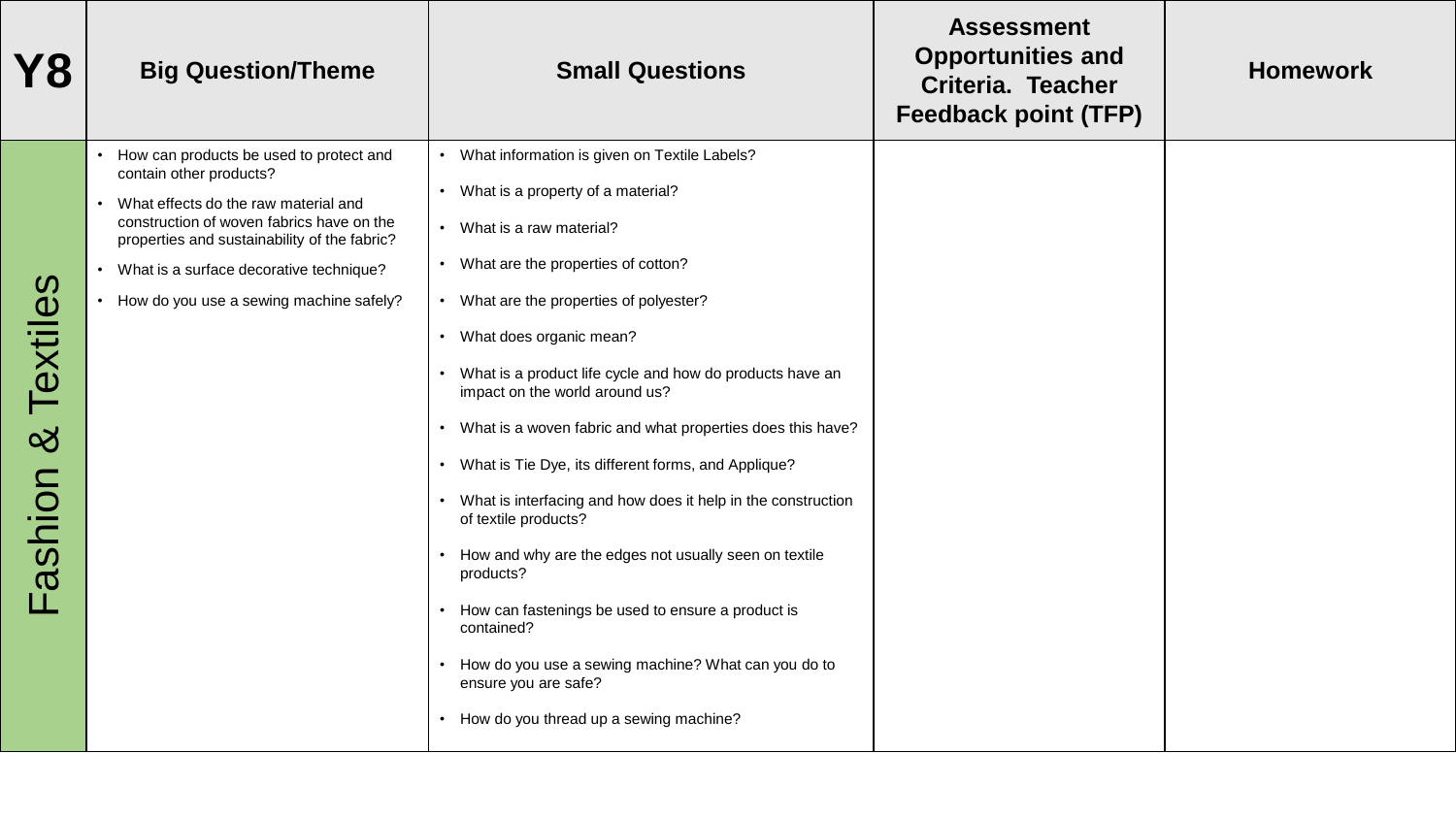| Y8 | Big Question/Theme | Small Questions | Assessment Opportunities and Criteria. Teacher Feedback point (TFP) | Homework |
| --- | --- | --- | --- | --- |
| Fashion & Textiles | • How can products be used to protect and contain other products?<br>• What effects do the raw material and construction of woven fabrics have on the properties and sustainability of the fabric?<br>• What is a surface decorative technique?<br>• How do you use a sewing machine safely? | • What information is given on Textile Labels?<br>• What is a property of a material?<br>• What is a raw material?<br>• What are the properties of cotton?<br>• What are the properties of polyester?<br>• What does organic mean?<br>• What is a product life cycle and how do products have an impact on the world around us?<br>• What is a woven fabric and what properties does this have?<br>• What is Tie Dye, its different forms, and Applique?<br>• What is interfacing and how does it help in the construction of textile products?<br>• How and why are the edges not usually seen on textile products?<br>• How can fastenings be used to ensure a product is contained?<br>• How do you use a sewing machine? What can you do to ensure you are safe?<br>• How do you thread up a sewing machine? | | |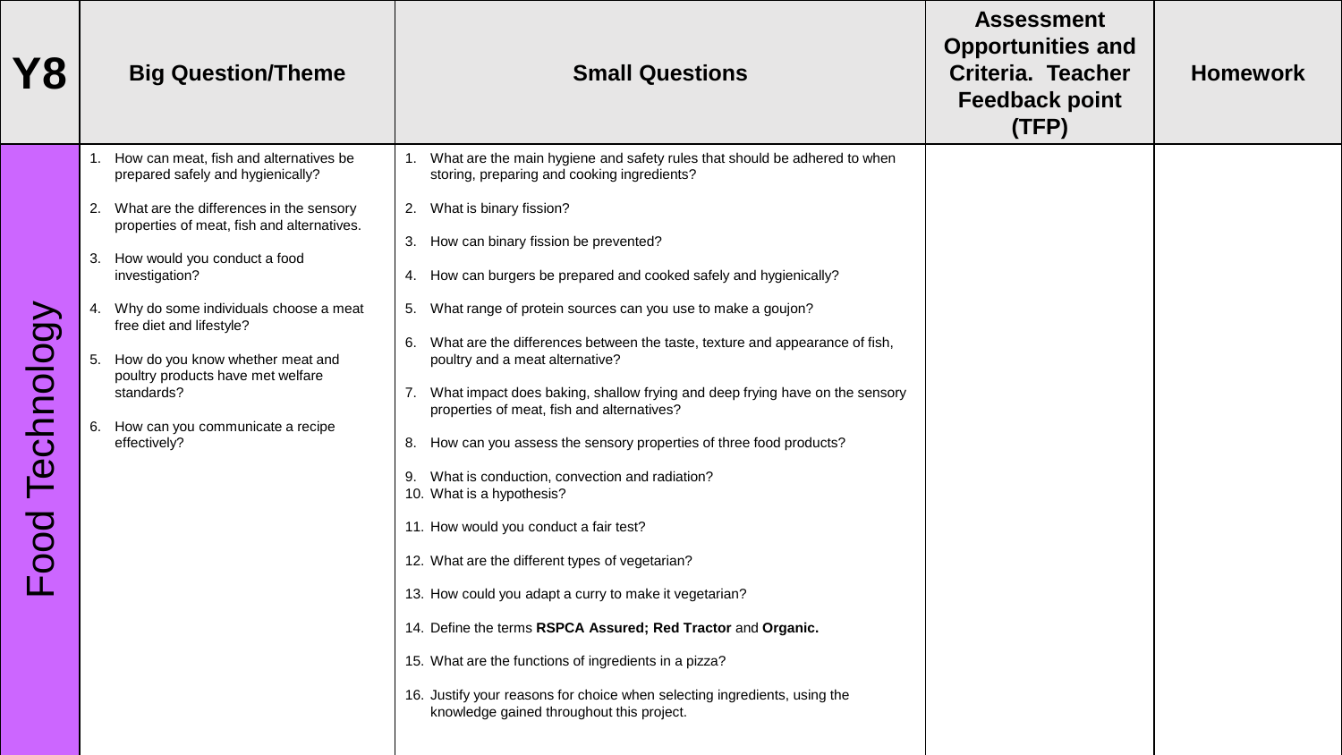| Y8 | Big Question/Theme | Small Questions | Assessment Opportunities and Criteria. Teacher Feedback point (TFP) | Homework |
|---|---|---|---|---|
| Food Technology | 1. How can meat, fish and alternatives be prepared safely and hygienically?<br>2. What are the differences in the sensory properties of meat, fish and alternatives.<br>3. How would you conduct a food investigation?<br>4. Why do some individuals choose a meat free diet and lifestyle?<br>5. How do you know whether meat and poultry products have met welfare standards?<br>6. How can you communicate a recipe effectively? | 1. What are the main hygiene and safety rules that should be adhered to when storing, preparing and cooking ingredients?<br>2. What is binary fission?<br>3. How can binary fission be prevented?<br>4. How can burgers be prepared and cooked safely and hygienically?<br>5. What range of protein sources can you use to make a goujon?<br>6. What are the differences between the taste, texture and appearance of fish, poultry and a meat alternative?<br>7. What impact does baking, shallow frying and deep frying have on the sensory properties of meat, fish and alternatives?<br>8. How can you assess the sensory properties of three food products?<br>9. What is conduction, convection and radiation?<br>10. What is a hypothesis?<br>11. How would you conduct a fair test?<br>12. What are the different types of vegetarian?<br>13. How could you adapt a curry to make it vegetarian?<br>14. Define the terms **RSPCA Assured; Red Tractor** and **Organic.**<br>15. What are the functions of ingredients in a pizza?<br>16. Justify your reasons for choice when selecting ingredients, using the knowledge gained throughout this project. | | |